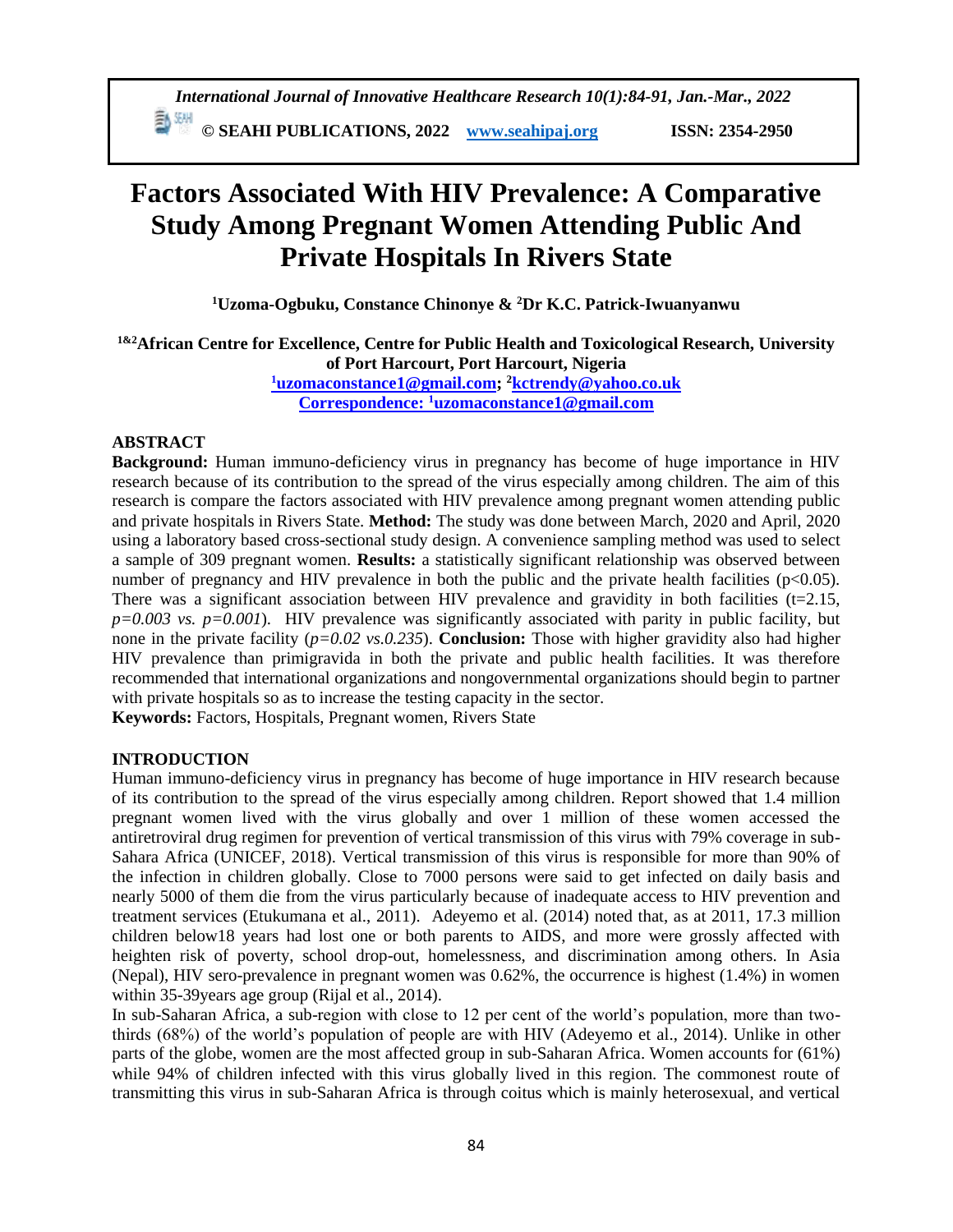# Factors Associated With HIV Prevalence: A Comparative Study Among Pregnant Women Attending Public And Private Hospitals In Rivers State

**[1]Uzoma-Ogbuku, Constance Chinonye & [2]Dr K.C. Patrick-Iwuanyanwu**

**[1&2]African Centre for Excellence, Centre for Public Health and Toxicological Research, University of Port Harcourt, Port Harcourt, Nigeria**

[1]uzomaconstance1@gmail.com; [2]kctrendy@yahoo.co.uk

Correspondence: [1]uzomaconstance1@gmail.com

## ABSTRACT

**Background:** Human immuno-deficiency virus in pregnancy has become of huge importance in HIV research because of its contribution to the spread of the virus especially among children. The aim of this research is compare the factors associated with HIV prevalence among pregnant women attending public and private hospitals in Rivers State. **Method:** The study was done between March, 2020 and April, 2020 using a laboratory based cross-sectional study design. A convenience sampling method was used to select a sample of 309 pregnant women. **Results:** a statistically significant relationship was observed between number of pregnancy and HIV prevalence in both the public and the private health facilities ($p<0.05$). There was a significant association between HIV prevalence and gravidity in both facilities ($t=2.15$, *$p=0.003$ vs. $p=0.001$*). HIV prevalence was significantly associated with parity in public facility, but none in the private facility (*$p=0.02$ vs.0.235*). **Conclusion:** Those with higher gravidity also had higher HIV prevalence than primigravida in both the private and public health facilities. It was therefore recommended that international organizations and nongovernmental organizations should begin to partner with private hospitals so as to increase the testing capacity in the sector.

**Keywords:** Factors, Hospitals, Pregnant women, Rivers State

## INTRODUCTION

Human immuno-deficiency virus in pregnancy has become of huge importance in HIV research because of its contribution to the spread of the virus especially among children. Report showed that 1.4 million pregnant women lived with the virus globally and over 1 million of these women accessed the antiretroviral drug regimen for prevention of vertical transmission of this virus with 79% coverage in sub-Sahara Africa (UNICEF, 2018). Vertical transmission of this virus is responsible for more than 90% of the infection in children globally. Close to 7000 persons were said to get infected on daily basis and nearly 5000 of them die from the virus particularly because of inadequate access to HIV prevention and treatment services (Etukumana et al., 2011). Adeyemo et al. (2014) noted that, as at 2011, 17.3 million children below18 years had lost one or both parents to AIDS, and more were grossly affected with heighten risk of poverty, school drop-out, homelessness, and discrimination among others. In Asia (Nepal), HIV sero-prevalence in pregnant women was 0.62%, the occurrence is highest (1.4%) in women within 35-39years age group (Rijal et al., 2014).

In sub-Saharan Africa, a sub-region with close to 12 per cent of the world's population, more than two-thirds (68%) of the world's population of people are with HIV (Adeyemo et al., 2014). Unlike in other parts of the globe, women are the most affected group in sub-Saharan Africa. Women accounts for (61%) while 94% of children infected with this virus globally lived in this region. The commonest route of transmitting this virus in sub-Saharan Africa is through coitus which is mainly heterosexual, and vertical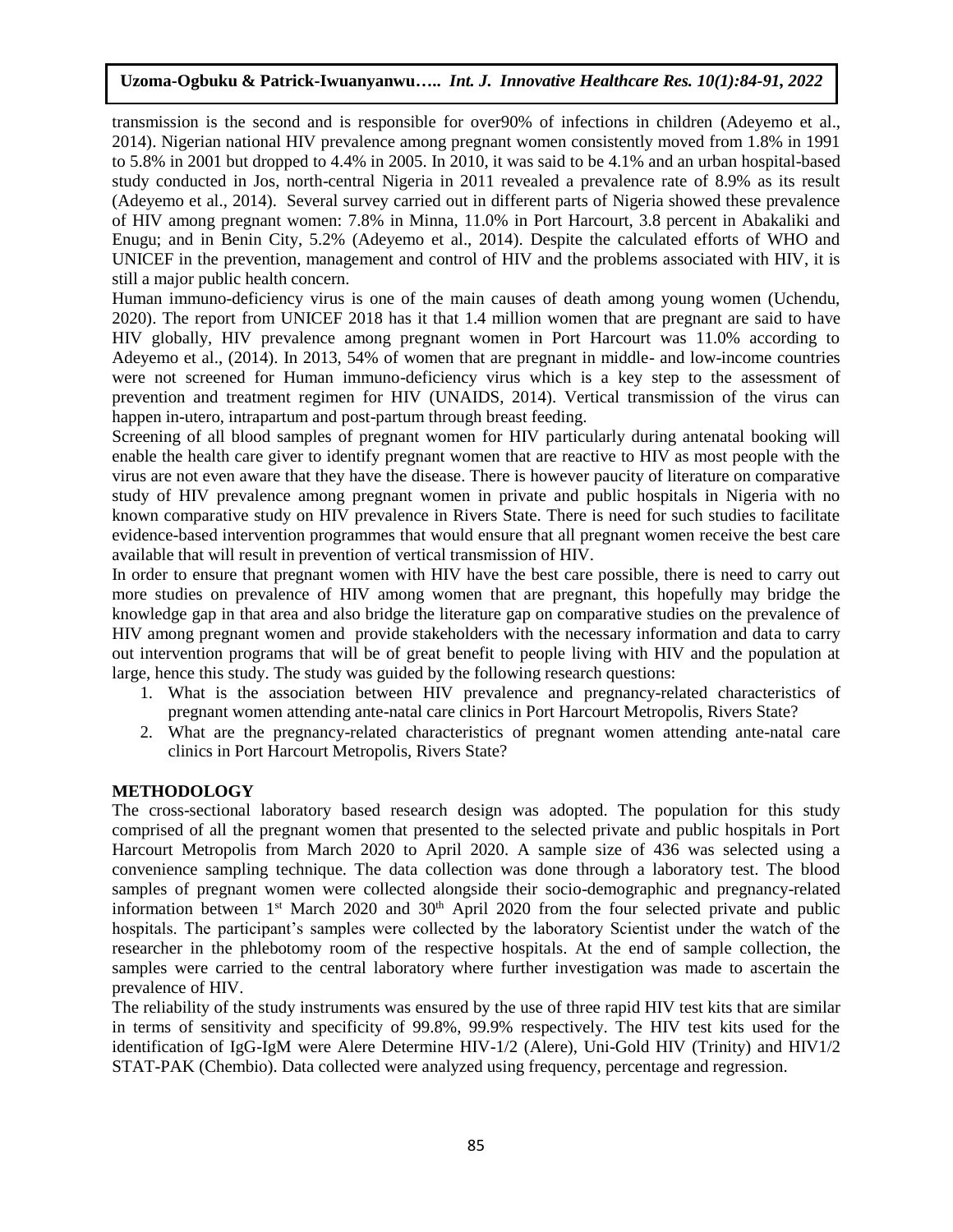transmission is the second and is responsible for over90% of infections in children (Adeyemo et al., 2014). Nigerian national HIV prevalence among pregnant women consistently moved from 1.8% in 1991 to 5.8% in 2001 but dropped to 4.4% in 2005. In 2010, it was said to be 4.1% and an urban hospital-based study conducted in Jos, north-central Nigeria in 2011 revealed a prevalence rate of 8.9% as its result (Adeyemo et al., 2014). Several survey carried out in different parts of Nigeria showed these prevalence of HIV among pregnant women: 7.8% in Minna, 11.0% in Port Harcourt, 3.8 percent in Abakaliki and Enugu; and in Benin City, 5.2% (Adeyemo et al., 2014). Despite the calculated efforts of WHO and UNICEF in the prevention, management and control of HIV and the problems associated with HIV, it is still a major public health concern.

Human immuno-deficiency virus is one of the main causes of death among young women (Uchendu, 2020). The report from UNICEF 2018 has it that 1.4 million women that are pregnant are said to have HIV globally, HIV prevalence among pregnant women in Port Harcourt was 11.0% according to Adeyemo et al., (2014). In 2013, 54% of women that are pregnant in middle- and low-income countries were not screened for Human immuno-deficiency virus which is a key step to the assessment of prevention and treatment regimen for HIV (UNAIDS, 2014). Vertical transmission of the virus can happen in-utero, intrapartum and post-partum through breast feeding.

Screening of all blood samples of pregnant women for HIV particularly during antenatal booking will enable the health care giver to identify pregnant women that are reactive to HIV as most people with the virus are not even aware that they have the disease. There is however paucity of literature on comparative study of HIV prevalence among pregnant women in private and public hospitals in Nigeria with no known comparative study on HIV prevalence in Rivers State. There is need for such studies to facilitate evidence-based intervention programmes that would ensure that all pregnant women receive the best care available that will result in prevention of vertical transmission of HIV.

In order to ensure that pregnant women with HIV have the best care possible, there is need to carry out more studies on prevalence of HIV among women that are pregnant, this hopefully may bridge the knowledge gap in that area and also bridge the literature gap on comparative studies on the prevalence of HIV among pregnant women and provide stakeholders with the necessary information and data to carry out intervention programs that will be of great benefit to people living with HIV and the population at large, hence this study. The study was guided by the following research questions:

1. What is the association between HIV prevalence and pregnancy-related characteristics of pregnant women attending ante-natal care clinics in Port Harcourt Metropolis, Rivers State?
2. What are the pregnancy-related characteristics of pregnant women attending ante-natal care clinics in Port Harcourt Metropolis, Rivers State?

## METHODOLOGY

The cross-sectional laboratory based research design was adopted. The population for this study comprised of all the pregnant women that presented to the selected private and public hospitals in Port Harcourt Metropolis from March 2020 to April 2020. A sample size of 436 was selected using a convenience sampling technique. The data collection was done through a laboratory test. The blood samples of pregnant women were collected alongside their socio-demographic and pregnancy-related information between 1st March 2020 and 30th April 2020 from the four selected private and public hospitals. The participant's samples were collected by the laboratory Scientist under the watch of the researcher in the phlebotomy room of the respective hospitals. At the end of sample collection, the samples were carried to the central laboratory where further investigation was made to ascertain the prevalence of HIV.

The reliability of the study instruments was ensured by the use of three rapid HIV test kits that are similar in terms of sensitivity and specificity of 99.8%, 99.9% respectively. The HIV test kits used for the identification of IgG-IgM were Alere Determine HIV-1/2 (Alere), Uni-Gold HIV (Trinity) and HIV1/2 STAT-PAK (Chembio). Data collected were analyzed using frequency, percentage and regression.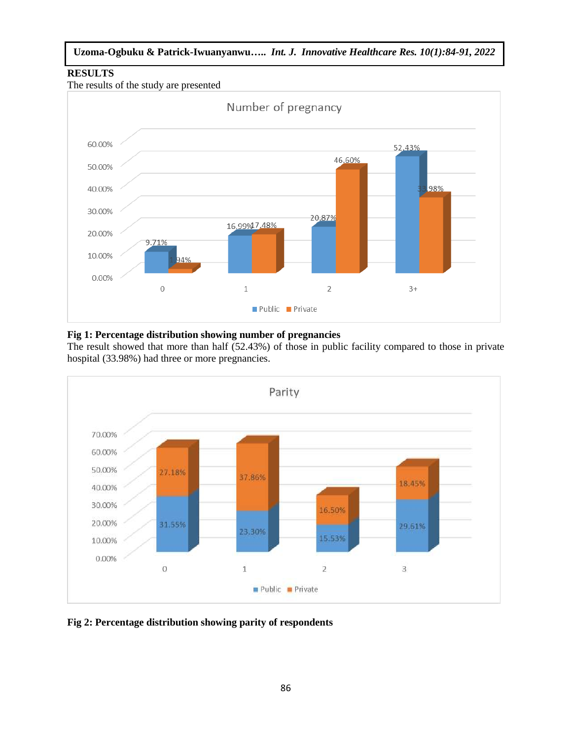## RESULTS

The results of the study are presented

**Fig 1: Percentage distribution showing number of pregnancies**

The result showed that more than half (52.43%) of those in public facility compared to those in private hospital (33.98%) had three or more pregnancies.

**Fig 2: Percentage distribution showing parity of respondents**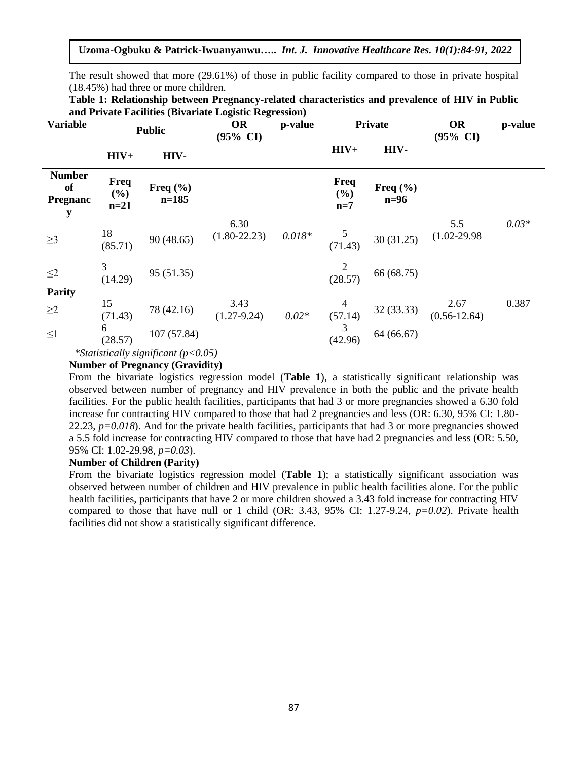The result showed that more (29.61%) of those in public facility compared to those in private hospital (18.45%) had three or more children.

**Table 1: Relationship between Pregnancy-related characteristics and prevalence of HIV in Public and Private Facilities (Bivariate Logistic Regression)**

| Variable | Public | | OR (95% CI) | p-value | Private | | OR (95% CI) | p-value |
|---|---|---|---|---|---|---|---|---|
| | HIV+ | HIV- | | | HIV+ | HIV- | | |
| **Number of Pregnancy** | **Freq (%) n=21** | **Freq (%) n=185** | | | **Freq (%) n=7** | **Freq (%) n=96** | | |
| ≥3 | 18 (85.71) | 90 (48.65) | 6.30 (1.80-22.23) | *0.018** | 5 (71.43) | 30 (31.25) | 5.5 (1.02-29.98 | *0.03** |
| ≤2 | 3 (14.29) | 95 (51.35) | | | 2 (28.57) | 66 (68.75) | | |
| **Parity** | | | | | | | | |
| ≥2 | 15 (71.43) | 78 (42.16) | 3.43 (1.27-9.24) | *0.02** | 4 (57.14) | 32 (33.33) | 2.67 (0.56-12.64) | 0.387 |
| ≤1 | 6 (28.57) | 107 (57.84) | | | 3 (42.96) | 64 (66.67) | | |

*\*Statistically significant (p<0.05)*

**Number of Pregnancy (Gravidity)**

From the bivariate logistics regression model (**Table 1**), a statistically significant relationship was observed between number of pregnancy and HIV prevalence in both the public and the private health facilities. For the public health facilities, participants that had 3 or more pregnancies showed a 6.30 fold increase for contracting HIV compared to those that had 2 pregnancies and less (OR: 6.30, 95% CI: 1.80-22.23, *p=0.018*). And for the private health facilities, participants that had 3 or more pregnancies showed a 5.5 fold increase for contracting HIV compared to those that have had 2 pregnancies and less (OR: 5.50, 95% CI: 1.02-29.98, *p=0.03*).

**Number of Children (Parity)**

From the bivariate logistics regression model (**Table 1**); a statistically significant association was observed between number of children and HIV prevalence in public health facilities alone. For the public health facilities, participants that have 2 or more children showed a 3.43 fold increase for contracting HIV compared to those that have null or 1 child (OR: 3.43, 95% CI: 1.27-9.24, *p=0.02*). Private health facilities did not show a statistically significant difference.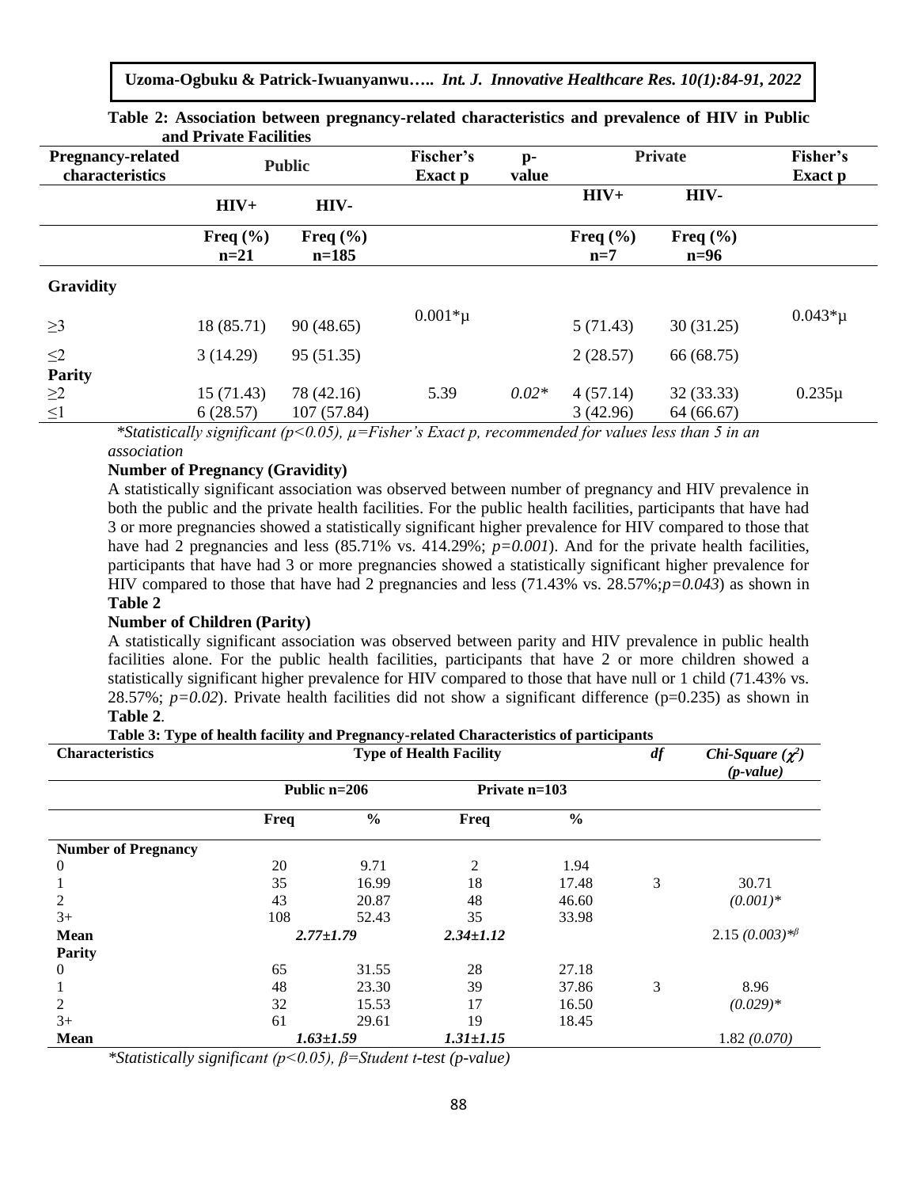**Table 2: Association between pregnancy-related characteristics and prevalence of HIV in Public and Private Facilities**

| Pregnancy-related characteristics | Public | | Fischer's Exact p | p-value | Private | | Fisher's Exact p |
|---|---|---|---|---|---|---|---|
| | HIV+ | HIV- | | | HIV+ | HIV- | |
| | Freq (%) n=21 | Freq (%) n=185 | | | Freq (%) n=7 | Freq (%) n=96 | |
| **Gravidity** | | | | | | | |
| ≥3 | 18 (85.71) | 90 (48.65) | 0.001*µ | | 5 (71.43) | 30 (31.25) | 0.043*µ |
| ≤2 | 3 (14.29) | 95 (51.35) | | | 2 (28.57) | 66 (68.75) | |
| **Parity** | | | | | | | |
| ≥2 | 15 (71.43) | 78 (42.16) | 5.39 | *0.02** | 4 (57.14) | 32 (33.33) | 0.235µ |
| ≤1 | 6 (28.57) | 107 (57.84) | | | 3 (42.96) | 64 (66.67) | |

*\*Statistically significant (p<0.05), µ=Fisher's Exact p, recommended for values less than 5 in an association*

**Number of Pregnancy (Gravidity)**

A statistically significant association was observed between number of pregnancy and HIV prevalence in both the public and the private health facilities. For the public health facilities, participants that have had 3 or more pregnancies showed a statistically significant higher prevalence for HIV compared to those that have had 2 pregnancies and less (85.71% vs. 414.29%; *p=0.001*). And for the private health facilities, participants that have had 3 or more pregnancies showed a statistically significant higher prevalence for HIV compared to those that have had 2 pregnancies and less (71.43% vs. 28.57%;*p=0.043*) as shown in **Table 2**

**Number of Children (Parity)**

A statistically significant association was observed between parity and HIV prevalence in public health facilities alone. For the public health facilities, participants that have 2 or more children showed a statistically significant higher prevalence for HIV compared to those that have null or 1 child (71.43% vs. 28.57%; *p=0.02*). Private health facilities did not show a significant difference (p=0.235) as shown in **Table 2**.

**Table 3: Type of health facility and Pregnancy-related Characteristics of participants**

| Characteristics | Type of Health Facility | | | | *df* | *Chi-Square ($\chi^2$) (p-value)* |
|---|---|---|---|---|---|---|
| | Public n=206 | | Private n=103 | | | |
| | Freq | % | Freq | % | | |
| **Number of Pregnancy** | | | | | | |
| 0 | 20 | 9.71 | 2 | 1.94 | | |
| 1 | 35 | 16.99 | 18 | 17.48 | 3 | 30.71 |
| 2 | 43 | 20.87 | 48 | 46.60 | | *(0.001)** |
| 3+ | 108 | 52.43 | 35 | 33.98 | | |
| **Mean** | *2.77±1.79* | | *2.34±1.12* | | | 2.15 *(0.003)*$^{*\beta}$ |
| **Parity** | | | | | | |
| 0 | 65 | 31.55 | 28 | 27.18 | | |
| 1 | 48 | 23.30 | 39 | 37.86 | 3 | 8.96 |
| 2 | 32 | 15.53 | 17 | 16.50 | | *(0.029)** |
| 3+ | 61 | 29.61 | 19 | 18.45 | | |
| **Mean** | *1.63±1.59* | | *1.31±1.15* | | | 1.82 *(0.070)* |

*\*Statistically significant (p<0.05), β=Student t-test (p-value)*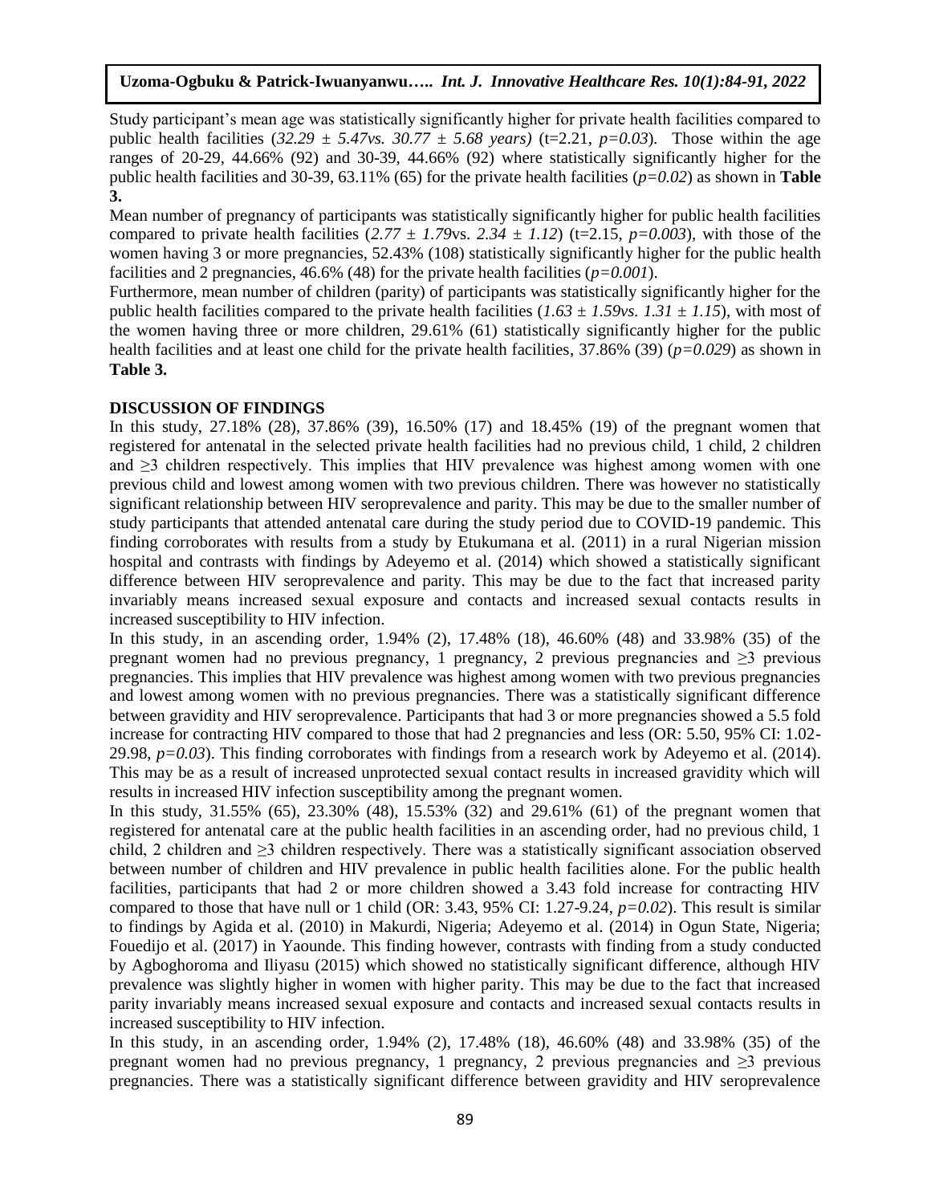Study participant's mean age was statistically significantly higher for private health facilities compared to public health facilities (*32.29 ± 5.47vs. 30.77 ± 5.68 years)* (t=2.21, *p=0.03*). Those within the age ranges of 20-29, 44.66% (92) and 30-39, 44.66% (92) where statistically significantly higher for the public health facilities and 30-39, 63.11% (65) for the private health facilities (*p=0.02*) as shown in **Table 3.**

Mean number of pregnancy of participants was statistically significantly higher for public health facilities compared to private health facilities (*2.77 ± 1.79*vs. *2.34 ± 1.12*) (t=2.15, *p=0.003*), with those of the women having 3 or more pregnancies, 52.43% (108) statistically significantly higher for the public health facilities and 2 pregnancies, 46.6% (48) for the private health facilities (*p=0.001*).

Furthermore, mean number of children (parity) of participants was statistically significantly higher for the public health facilities compared to the private health facilities (*1.63 ± 1.59vs. 1.31 ± 1.15*), with most of the women having three or more children, 29.61% (61) statistically significantly higher for the public health facilities and at least one child for the private health facilities, 37.86% (39) (*p=0.029*) as shown in **Table 3.**

## DISCUSSION OF FINDINGS

In this study, 27.18% (28), 37.86% (39), 16.50% (17) and 18.45% (19) of the pregnant women that registered for antenatal in the selected private health facilities had no previous child, 1 child, 2 children and ≥3 children respectively. This implies that HIV prevalence was highest among women with one previous child and lowest among women with two previous children. There was however no statistically significant relationship between HIV seroprevalence and parity. This may be due to the smaller number of study participants that attended antenatal care during the study period due to COVID-19 pandemic. This finding corroborates with results from a study by Etukumana et al. (2011) in a rural Nigerian mission hospital and contrasts with findings by Adeyemo et al. (2014) which showed a statistically significant difference between HIV seroprevalence and parity. This may be due to the fact that increased parity invariably means increased sexual exposure and contacts and increased sexual contacts results in increased susceptibility to HIV infection.

In this study, in an ascending order, 1.94% (2), 17.48% (18), 46.60% (48) and 33.98% (35) of the pregnant women had no previous pregnancy, 1 pregnancy, 2 previous pregnancies and ≥3 previous pregnancies. This implies that HIV prevalence was highest among women with two previous pregnancies and lowest among women with no previous pregnancies. There was a statistically significant difference between gravidity and HIV seroprevalence. Participants that had 3 or more pregnancies showed a 5.5 fold increase for contracting HIV compared to those that had 2 pregnancies and less (OR: 5.50, 95% CI: 1.02-29.98, *p=0.03*). This finding corroborates with findings from a research work by Adeyemo et al. (2014). This may be as a result of increased unprotected sexual contact results in increased gravidity which will results in increased HIV infection susceptibility among the pregnant women.

In this study, 31.55% (65), 23.30% (48), 15.53% (32) and 29.61% (61) of the pregnant women that registered for antenatal care at the public health facilities in an ascending order, had no previous child, 1 child, 2 children and ≥3 children respectively. There was a statistically significant association observed between number of children and HIV prevalence in public health facilities alone. For the public health facilities, participants that had 2 or more children showed a 3.43 fold increase for contracting HIV compared to those that have null or 1 child (OR: 3.43, 95% CI: 1.27-9.24, *p=0.02*). This result is similar to findings by Agida et al. (2010) in Makurdi, Nigeria; Adeyemo et al. (2014) in Ogun State, Nigeria; Fouedijo et al. (2017) in Yaounde. This finding however, contrasts with finding from a study conducted by Agboghoroma and Iliyasu (2015) which showed no statistically significant difference, although HIV prevalence was slightly higher in women with higher parity. This may be due to the fact that increased parity invariably means increased sexual exposure and contacts and increased sexual contacts results in increased susceptibility to HIV infection.

In this study, in an ascending order, 1.94% (2), 17.48% (18), 46.60% (48) and 33.98% (35) of the pregnant women had no previous pregnancy, 1 pregnancy, 2 previous pregnancies and ≥3 previous pregnancies. There was a statistically significant difference between gravidity and HIV seroprevalence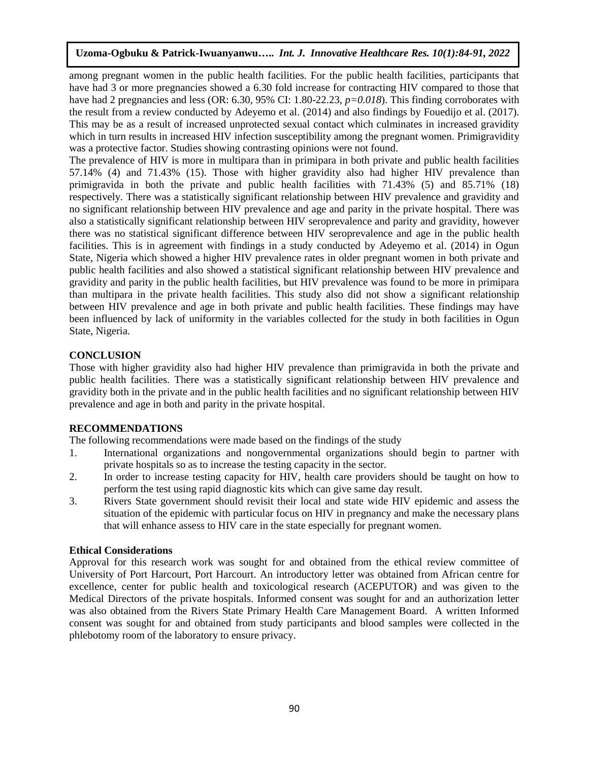among pregnant women in the public health facilities. For the public health facilities, participants that have had 3 or more pregnancies showed a 6.30 fold increase for contracting HIV compared to those that have had 2 pregnancies and less (OR: 6.30, 95% CI: 1.80-22.23, *p=0.018*). This finding corroborates with the result from a review conducted by Adeyemo et al. (2014) and also findings by Fouedijo et al. (2017). This may be as a result of increased unprotected sexual contact which culminates in increased gravidity which in turn results in increased HIV infection susceptibility among the pregnant women. Primigravidity was a protective factor. Studies showing contrasting opinions were not found.

The prevalence of HIV is more in multipara than in primipara in both private and public health facilities 57.14% (4) and 71.43% (15). Those with higher gravidity also had higher HIV prevalence than primigravida in both the private and public health facilities with 71.43% (5) and 85.71% (18) respectively. There was a statistically significant relationship between HIV prevalence and gravidity and no significant relationship between HIV prevalence and age and parity in the private hospital. There was also a statistically significant relationship between HIV seroprevalence and parity and gravidity, however there was no statistical significant difference between HIV seroprevalence and age in the public health facilities. This is in agreement with findings in a study conducted by Adeyemo et al. (2014) in Ogun State, Nigeria which showed a higher HIV prevalence rates in older pregnant women in both private and public health facilities and also showed a statistical significant relationship between HIV prevalence and gravidity and parity in the public health facilities, but HIV prevalence was found to be more in primipara than multipara in the private health facilities. This study also did not show a significant relationship between HIV prevalence and age in both private and public health facilities. These findings may have been influenced by lack of uniformity in the variables collected for the study in both facilities in Ogun State, Nigeria.

## CONCLUSION

Those with higher gravidity also had higher HIV prevalence than primigravida in both the private and public health facilities. There was a statistically significant relationship between HIV prevalence and gravidity both in the private and in the public health facilities and no significant relationship between HIV prevalence and age in both and parity in the private hospital.

## RECOMMENDATIONS

The following recommendations were made based on the findings of the study

1. International organizations and nongovernmental organizations should begin to partner with private hospitals so as to increase the testing capacity in the sector.
2. In order to increase testing capacity for HIV, health care providers should be taught on how to perform the test using rapid diagnostic kits which can give same day result.
3. Rivers State government should revisit their local and state wide HIV epidemic and assess the situation of the epidemic with particular focus on HIV in pregnancy and make the necessary plans that will enhance assess to HIV care in the state especially for pregnant women.

### Ethical Considerations

Approval for this research work was sought for and obtained from the ethical review committee of University of Port Harcourt, Port Harcourt. An introductory letter was obtained from African centre for excellence, center for public health and toxicological research (ACEPUTOR) and was given to the Medical Directors of the private hospitals. Informed consent was sought for and an authorization letter was also obtained from the Rivers State Primary Health Care Management Board. A written Informed consent was sought for and obtained from study participants and blood samples were collected in the phlebotomy room of the laboratory to ensure privacy.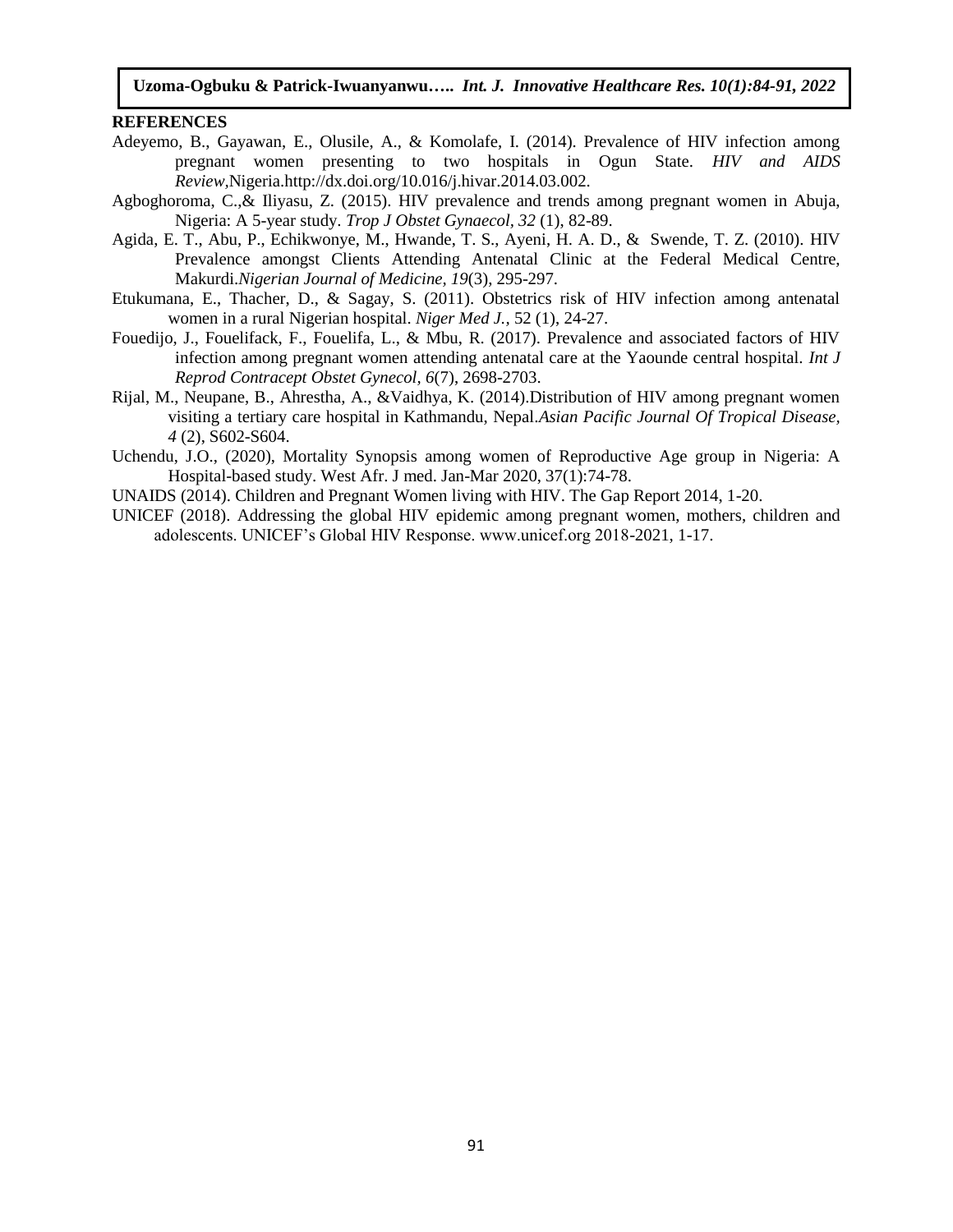## REFERENCES

Adeyemo, B., Gayawan, E., Olusile, A., & Komolafe, I. (2014). Prevalence of HIV infection among pregnant women presenting to two hospitals in Ogun State. *HIV and AIDS Review*,Nigeria.http://dx.doi.org/10.016/j.hivar.2014.03.002.

Agboghoroma, C.,& Iliyasu, Z. (2015). HIV prevalence and trends among pregnant women in Abuja, Nigeria: A 5-year study. *Trop J Obstet Gynaecol, 32* (1), 82-89.

Agida, E. T., Abu, P., Echikwonye, M., Hwande, T. S., Ayeni, H. A. D., & Swende, T. Z. (2010). HIV Prevalence amongst Clients Attending Antenatal Clinic at the Federal Medical Centre, Makurdi.*Nigerian Journal of Medicine, 19*(3), 295-297.

Etukumana, E., Thacher, D., & Sagay, S. (2011). Obstetrics risk of HIV infection among antenatal women in a rural Nigerian hospital. *Niger Med J.,* 52 (1), 24-27.

Fouedijo, J., Fouelifack, F., Fouelifa, L., & Mbu, R. (2017). Prevalence and associated factors of HIV infection among pregnant women attending antenatal care at the Yaounde central hospital. *Int J Reprod Contracept Obstet Gynecol, 6*(7), 2698-2703.

Rijal, M., Neupane, B., Ahrestha, A., &Vaidhya, K. (2014).Distribution of HIV among pregnant women visiting a tertiary care hospital in Kathmandu, Nepal.*Asian Pacific Journal Of Tropical Disease, 4* (2), S602-S604.

Uchendu, J.O., (2020), Mortality Synopsis among women of Reproductive Age group in Nigeria: A Hospital-based study. West Afr. J med. Jan-Mar 2020, 37(1):74-78.

UNAIDS (2014). Children and Pregnant Women living with HIV. The Gap Report 2014, 1-20.

UNICEF (2018). Addressing the global HIV epidemic among pregnant women, mothers, children and adolescents. UNICEF's Global HIV Response. www.unicef.org 2018-2021, 1-17.